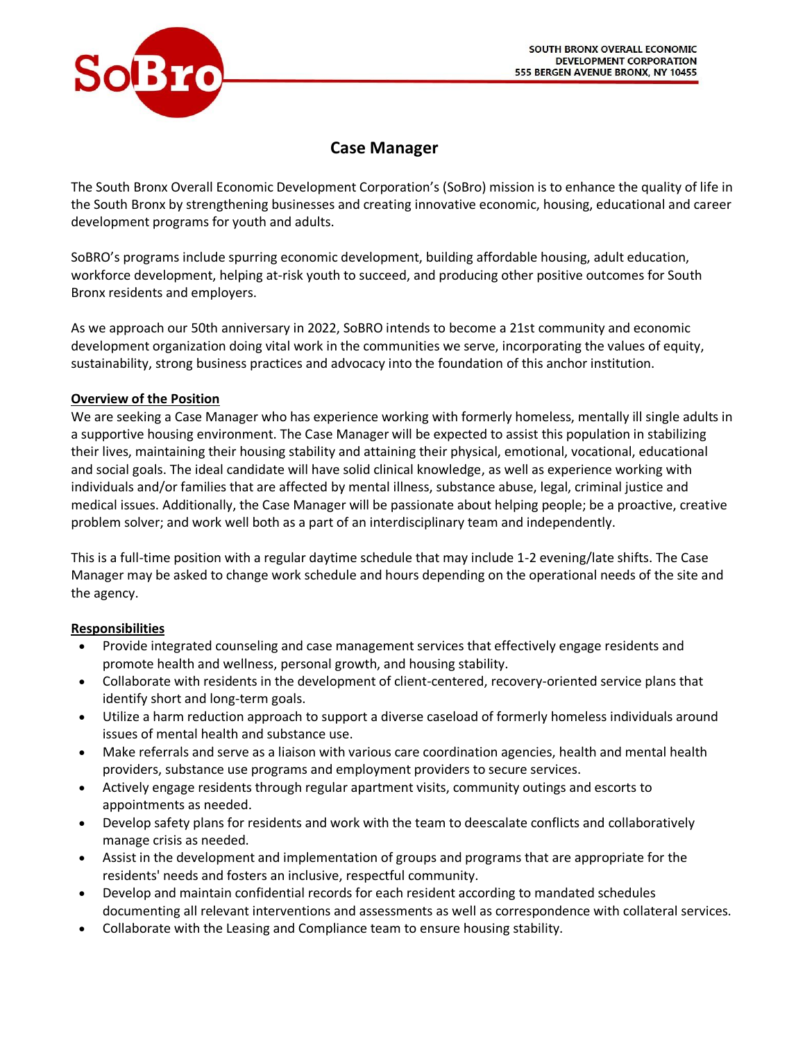SOUTH BRONX OVERALL ECONOMIC DEVELOPMENT CORPORATION
555 BERGEN AVENUE BRONX, NY 10455

# Case Manager

The South Bronx Overall Economic Development Corporation's (SoBro) mission is to enhance the quality of life in the South Bronx by strengthening businesses and creating innovative economic, housing, educational and career development programs for youth and adults.

SoBRO's programs include spurring economic development, building affordable housing, adult education, workforce development, helping at-risk youth to succeed, and producing other positive outcomes for South Bronx residents and employers.

As we approach our 50th anniversary in 2022, SoBRO intends to become a 21st community and economic development organization doing vital work in the communities we serve, incorporating the values of equity, sustainability, strong business practices and advocacy into the foundation of this anchor institution.

## Overview of the Position

We are seeking a Case Manager who has experience working with formerly homeless, mentally ill single adults in a supportive housing environment. The Case Manager will be expected to assist this population in stabilizing their lives, maintaining their housing stability and attaining their physical, emotional, vocational, educational and social goals. The ideal candidate will have solid clinical knowledge, as well as experience working with individuals and/or families that are affected by mental illness, substance abuse, legal, criminal justice and medical issues. Additionally, the Case Manager will be passionate about helping people; be a proactive, creative problem solver; and work well both as a part of an interdisciplinary team and independently.

This is a full-time position with a regular daytime schedule that may include 1-2 evening/late shifts. The Case Manager may be asked to change work schedule and hours depending on the operational needs of the site and the agency.

## Responsibilities

- Provide integrated counseling and case management services that effectively engage residents and promote health and wellness, personal growth, and housing stability.
- Collaborate with residents in the development of client-centered, recovery-oriented service plans that identify short and long-term goals.
- Utilize a harm reduction approach to support a diverse caseload of formerly homeless individuals around issues of mental health and substance use.
- Make referrals and serve as a liaison with various care coordination agencies, health and mental health providers, substance use programs and employment providers to secure services.
- Actively engage residents through regular apartment visits, community outings and escorts to appointments as needed.
- Develop safety plans for residents and work with the team to deescalate conflicts and collaboratively manage crisis as needed.
- Assist in the development and implementation of groups and programs that are appropriate for the residents' needs and fosters an inclusive, respectful community.
- Develop and maintain confidential records for each resident according to mandated schedules documenting all relevant interventions and assessments as well as correspondence with collateral services.
- Collaborate with the Leasing and Compliance team to ensure housing stability.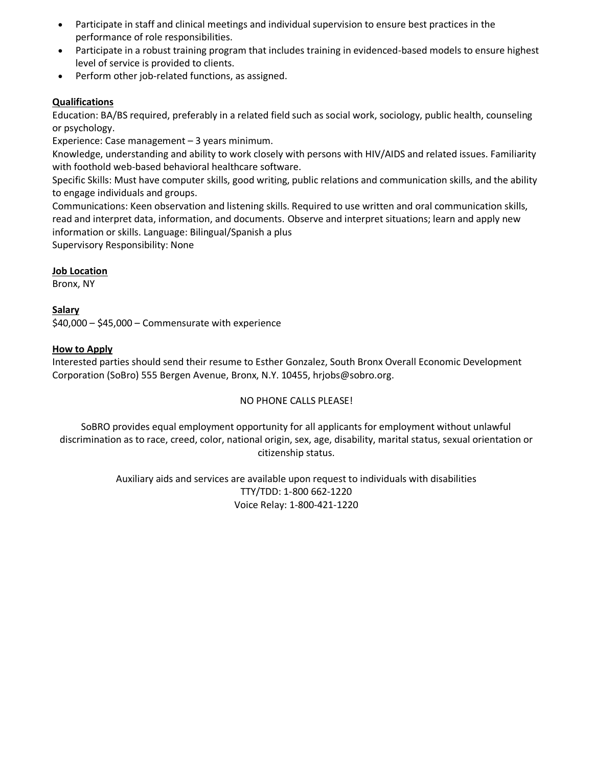- Participate in staff and clinical meetings and individual supervision to ensure best practices in the performance of role responsibilities.
- Participate in a robust training program that includes training in evidenced-based models to ensure highest level of service is provided to clients.
- Perform other job-related functions, as assigned.

**Qualifications**

Education: BA/BS required, preferably in a related field such as social work, sociology, public health, counseling or psychology.

Experience: Case management – 3 years minimum.

Knowledge, understanding and ability to work closely with persons with HIV/AIDS and related issues. Familiarity with foothold web-based behavioral healthcare software.

Specific Skills: Must have computer skills, good writing, public relations and communication skills, and the ability to engage individuals and groups.

Communications: Keen observation and listening skills. Required to use written and oral communication skills, read and interpret data, information, and documents. Observe and interpret situations; learn and apply new information or skills. Language: Bilingual/Spanish a plus

Supervisory Responsibility: None

**Job Location**

Bronx, NY

**Salary**

$40,000 – $45,000 – Commensurate with experience

**How to Apply**

Interested parties should send their resume to Esther Gonzalez, South Bronx Overall Economic Development Corporation (SoBro) 555 Bergen Avenue, Bronx, N.Y. 10455, hrjobs@sobro.org.

NO PHONE CALLS PLEASE!

SoBRO provides equal employment opportunity for all applicants for employment without unlawful discrimination as to race, creed, color, national origin, sex, age, disability, marital status, sexual orientation or citizenship status.

Auxiliary aids and services are available upon request to individuals with disabilities
TTY/TDD: 1-800 662-1220
Voice Relay: 1-800-421-1220